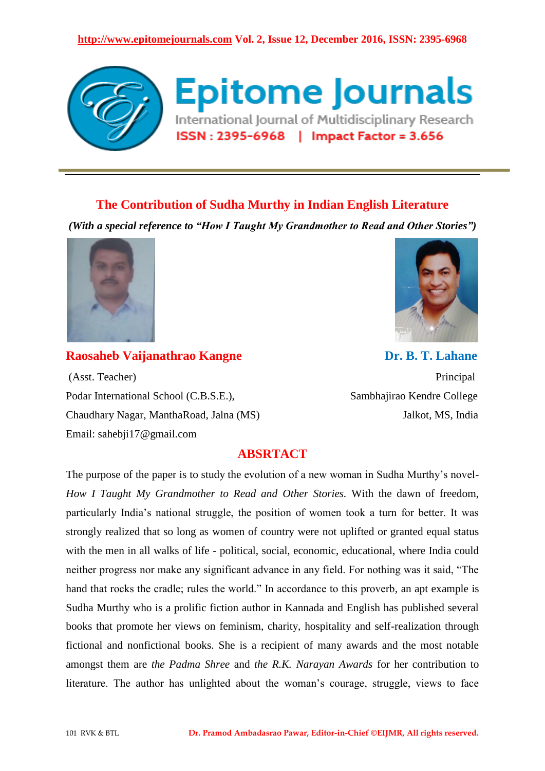# The Contribution of Sudha Murthy in Indian English Literature

***(With a special reference to "How I Taught My Grandmother to Read and Other Stories")***

**Raosaheb Vaijanathrao Kangne**

(Asst. Teacher)
Podar International School (C.B.S.E.),
Chaudhary Nagar, ManthaRoad, Jalna (MS)
Email: sahebji17@gmail.com

**Dr. B. T. Lahane**

Principal
Sambhajirao Kendre College
Jalkot, MS, India

## ABSRTACT

The purpose of the paper is to study the evolution of a new woman in Sudha Murthy's novel- *How I Taught My Grandmother to Read and Other Stories.* With the dawn of freedom, particularly India's national struggle, the position of women took a turn for better. It was strongly realized that so long as women of country were not uplifted or granted equal status with the men in all walks of life - political, social, economic, educational, where India could neither progress nor make any significant advance in any field. For nothing was it said, "The hand that rocks the cradle; rules the world." In accordance to this proverb, an apt example is Sudha Murthy who is a prolific fiction author in Kannada and English has published several books that promote her views on feminism, charity, hospitality and self-realization through fictional and nonfictional books. She is a recipient of many awards and the most notable amongst them are *the Padma Shree* and *the R.K. Narayan Awards* for her contribution to literature. The author has unlighted about the woman's courage, struggle, views to face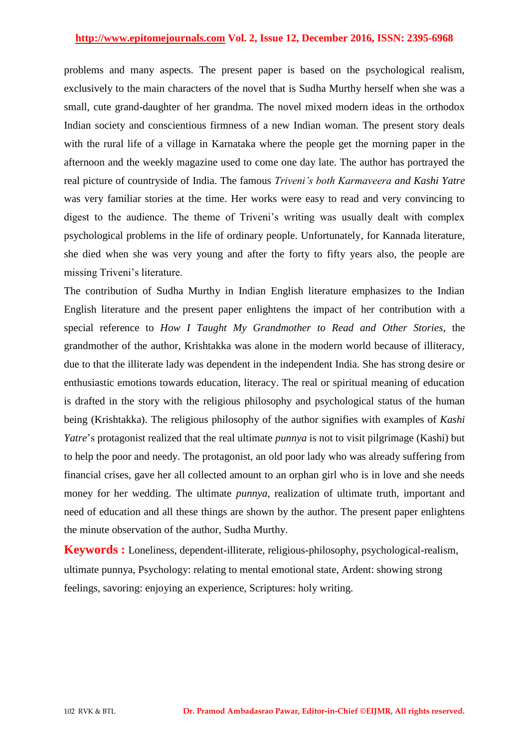problems and many aspects. The present paper is based on the psychological realism, exclusively to the main characters of the novel that is Sudha Murthy herself when she was a small, cute grand-daughter of her grandma. The novel mixed modern ideas in the orthodox Indian society and conscientious firmness of a new Indian woman. The present story deals with the rural life of a village in Karnataka where the people get the morning paper in the afternoon and the weekly magazine used to come one day late. The author has portrayed the real picture of countryside of India. The famous *Triveni's both Karmaveera and Kashi Yatre* was very familiar stories at the time. Her works were easy to read and very convincing to digest to the audience. The theme of Triveni's writing was usually dealt with complex psychological problems in the life of ordinary people. Unfortunately, for Kannada literature, she died when she was very young and after the forty to fifty years also, the people are missing Triveni's literature.

The contribution of Sudha Murthy in Indian English literature emphasizes to the Indian English literature and the present paper enlightens the impact of her contribution with a special reference to *How I Taught My Grandmother to Read and Other Stories*, the grandmother of the author, Krishtakka was alone in the modern world because of illiteracy, due to that the illiterate lady was dependent in the independent India. She has strong desire or enthusiastic emotions towards education, literacy. The real or spiritual meaning of education is drafted in the story with the religious philosophy and psychological status of the human being (Krishtakka). The religious philosophy of the author signifies with examples of *Kashi Yatre*'s protagonist realized that the real ultimate *punnya* is not to visit pilgrimage (Kashi) but to help the poor and needy. The protagonist, an old poor lady who was already suffering from financial crises, gave her all collected amount to an orphan girl who is in love and she needs money for her wedding. The ultimate *punnya*, realization of ultimate truth, important and need of education and all these things are shown by the author. The present paper enlightens the minute observation of the author, Sudha Murthy.

**Keywords :** Loneliness, dependent-illiterate, religious-philosophy, psychological-realism, ultimate punnya, Psychology: relating to mental emotional state, Ardent: showing strong feelings, savoring: enjoying an experience, Scriptures: holy writing.